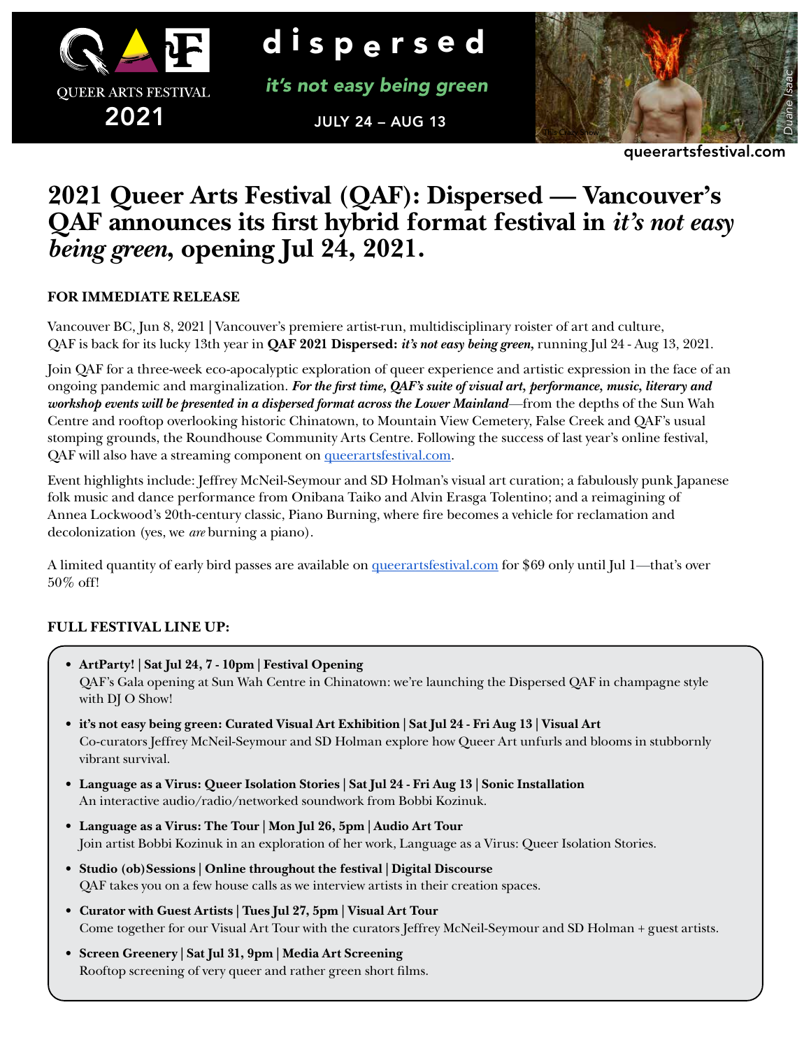QUEER ARTS FESTIVAL 2021

**dispersed**

*it's not easy being green*

JULY 24 – AUG 13

queerartsfestival.com

# 2021 Queer Arts Festival (QAF): Dispersed — Vancouver's QAF announces its first hybrid format festival in *it's not easy being green*, opening Jul 24, 2021.

**FOR IMMEDIATE RELEASE**

Vancouver BC, Jun 8, 2021 | Vancouver's premiere artist-run, multidisciplinary roister of art and culture, QAF is back for its lucky 13th year in **QAF 2021 Dispersed:** ***it's not easy being green,*** running Jul 24 - Aug 13, 2021.

Join QAF for a three-week eco-apocalyptic exploration of queer experience and artistic expression in the face of an ongoing pandemic and marginalization. ***For the first time, QAF's suite of visual art, performance, music, literary and workshop events will be presented in a dispersed format across the Lower Mainland***—from the depths of the Sun Wah Centre and rooftop overlooking historic Chinatown, to Mountain View Cemetery, False Creek and QAF's usual stomping grounds, the Roundhouse Community Arts Centre. Following the success of last year's online festival, QAF will also have a streaming component on queerartsfestival.com.

Event highlights include: Jeffrey McNeil-Seymour and SD Holman's visual art curation; a fabulously punk Japanese folk music and dance performance from Onibana Taiko and Alvin Erasga Tolentino; and a reimagining of Annea Lockwood's 20th-century classic, Piano Burning, where fire becomes a vehicle for reclamation and decolonization (yes, we *are* burning a piano).

A limited quantity of early bird passes are available on queerartsfestival.com for $69 only until Jul 1—that's over 50% off!

**FULL FESTIVAL LINE UP:**

- **ArtParty! | Sat Jul 24, 7 - 10pm | Festival Opening**
  QAF's Gala opening at Sun Wah Centre in Chinatown: we're launching the Dispersed QAF in champagne style with DJ O Show!
- **it's not easy being green: Curated Visual Art Exhibition | Sat Jul 24 - Fri Aug 13 | Visual Art**
  Co-curators Jeffrey McNeil-Seymour and SD Holman explore how Queer Art unfurls and blooms in stubbornly vibrant survival.
- **Language as a Virus: Queer Isolation Stories | Sat Jul 24 - Fri Aug 13 | Sonic Installation**
  An interactive audio/radio/networked soundwork from Bobbi Kozinuk.
- **Language as a Virus: The Tour | Mon Jul 26, 5pm | Audio Art Tour**
  Join artist Bobbi Kozinuk in an exploration of her work, Language as a Virus: Queer Isolation Stories.
- **Studio (ob)Sessions | Online throughout the festival | Digital Discourse**
  QAF takes you on a few house calls as we interview artists in their creation spaces.
- **Curator with Guest Artists | Tues Jul 27, 5pm | Visual Art Tour**
  Come together for our Visual Art Tour with the curators Jeffrey McNeil-Seymour and SD Holman + guest artists.
- **Screen Greenery | Sat Jul 31, 9pm | Media Art Screening**
  Rooftop screening of very queer and rather green short films.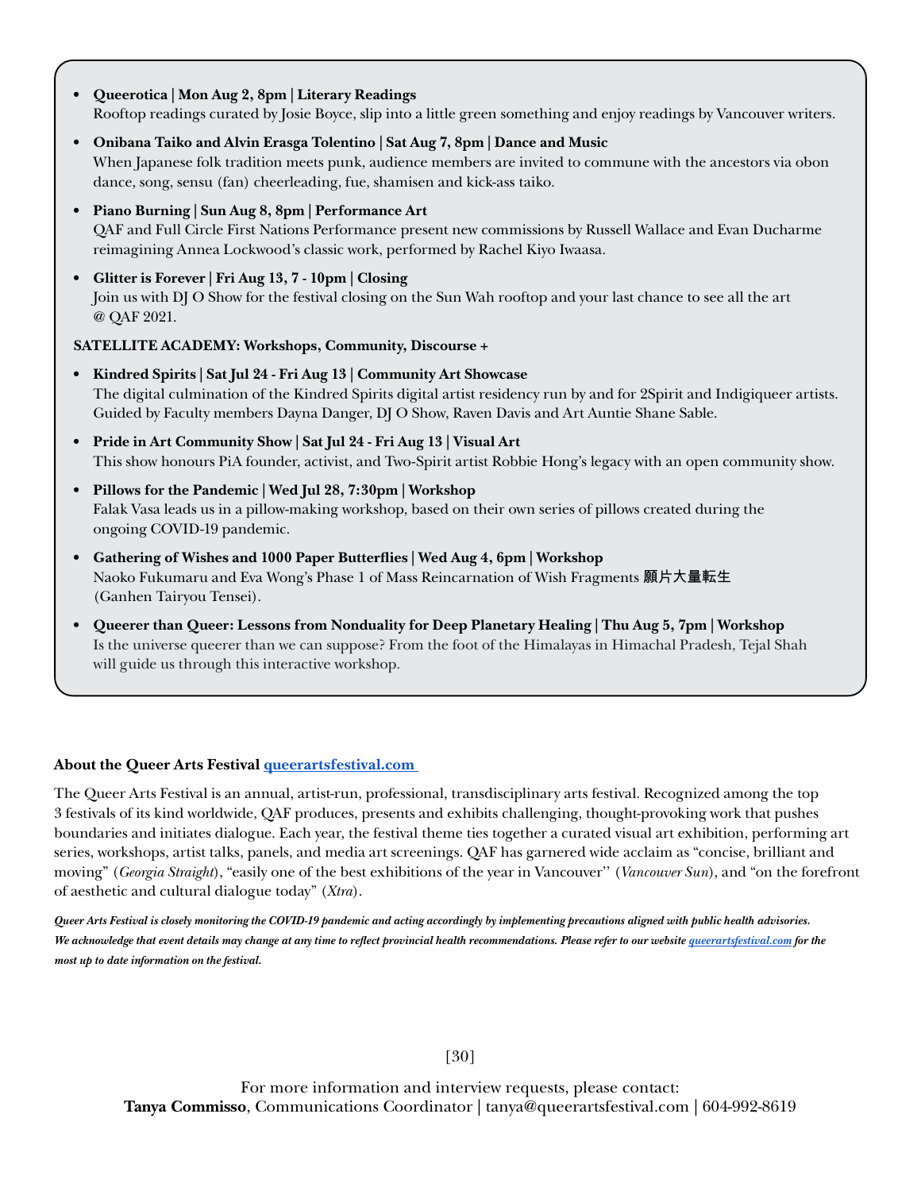- **Queerotica | Mon Aug 2, 8pm | Literary Readings**
  Rooftop readings curated by Josie Boyce, slip into a little green something and enjoy readings by Vancouver writers.
- **Onibana Taiko and Alvin Erasga Tolentino | Sat Aug 7, 8pm | Dance and Music**
  When Japanese folk tradition meets punk, audience members are invited to commune with the ancestors via obon dance, song, sensu (fan) cheerleading, fue, shamisen and kick-ass taiko.
- **Piano Burning | Sun Aug 8, 8pm | Performance Art**
  QAF and Full Circle First Nations Performance present new commissions by Russell Wallace and Evan Ducharme reimagining Annea Lockwood's classic work, performed by Rachel Kiyo Iwaasa.
- **Glitter is Forever | Fri Aug 13, 7 - 10pm | Closing**
  Join us with DJ O Show for the festival closing on the Sun Wah rooftop and your last chance to see all the art @ QAF 2021.

**SATELLITE ACADEMY: Workshops, Community, Discourse +**

- **Kindred Spirits | Sat Jul 24 - Fri Aug 13 | Community Art Showcase**
  The digital culmination of the Kindred Spirits digital artist residency run by and for 2Spirit and Indigiqueer artists. Guided by Faculty members Dayna Danger, DJ O Show, Raven Davis and Art Auntie Shane Sable.
- **Pride in Art Community Show | Sat Jul 24 - Fri Aug 13 | Visual Art**
  This show honours PiA founder, activist, and Two-Spirit artist Robbie Hong's legacy with an open community show.
- **Pillows for the Pandemic | Wed Jul 28, 7:30pm | Workshop**
  Falak Vasa leads us in a pillow-making workshop, based on their own series of pillows created during the ongoing COVID-19 pandemic.
- **Gathering of Wishes and 1000 Paper Butterflies | Wed Aug 4, 6pm | Workshop**
  Naoko Fukumaru and Eva Wong's Phase 1 of Mass Reincarnation of Wish Fragments 願片大量転生 (Ganhen Tairyou Tensei).
- **Queerer than Queer: Lessons from Nonduality for Deep Planetary Healing | Thu Aug 5, 7pm | Workshop**
  Is the universe queerer than we can suppose? From the foot of the Himalayas in Himachal Pradesh, Tejal Shah will guide us through this interactive workshop.

**About the Queer Arts Festival [queerartsfestival.com](https://queerartsfestival.com)**

The Queer Arts Festival is an annual, artist-run, professional, transdisciplinary arts festival. Recognized among the top 3 festivals of its kind worldwide, QAF produces, presents and exhibits challenging, thought-provoking work that pushes boundaries and initiates dialogue. Each year, the festival theme ties together a curated visual art exhibition, performing art series, workshops, artist talks, panels, and media art screenings. QAF has garnered wide acclaim as "concise, brilliant and moving" (*Georgia Straight*), "easily one of the best exhibitions of the year in Vancouver'' (*Vancouver Sun*), and "on the forefront of aesthetic and cultural dialogue today" (*Xtra*).

***Queer Arts Festival is closely monitoring the COVID-19 pandemic and acting accordingly by implementing precautions aligned with public health advisories. We acknowledge that event details may change at any time to reflect provincial health recommendations. Please refer to our website [queerartsfestival.com](https://queerartsfestival.com) for the most up to date information on the festival.***

For more information and interview requests, please contact:
**Tanya Commisso**, Communications Coordinator | tanya@queerartsfestival.com | 604-992-8619